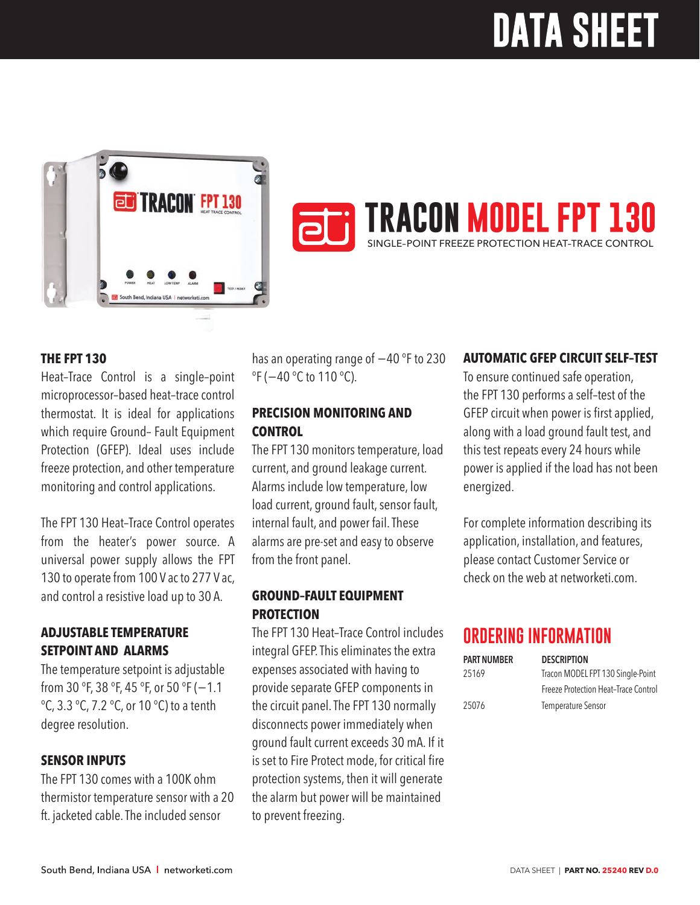# DATA SHEET

# TRACON MODEL FPT 130

SINGLE-POINT FREEZE PROTECTION HEAT-TRACE CONTROL

## THE FPT 130

Heat-Trace Control is a single-point microprocessor-based heat-trace control thermostat. It is ideal for applications which require Ground- Fault Equipment Protection (GFEP). Ideal uses include freeze protection, and other temperature monitoring and control applications.

The FPT 130 Heat-Trace Control operates from the heater's power source. A universal power supply allows the FPT 130 to operate from 100 V ac to 277 V ac, and control a resistive load up to 30 A.

## ADJUSTABLE TEMPERATURE SETPOINT AND ALARMS

The temperature setpoint is adjustable from 30 °F, 38 °F, 45 °F, or 50 °F (−1.1 °C, 3.3 °C, 7.2 °C, or 10 °C) to a tenth degree resolution.

## SENSOR INPUTS

The FPT 130 comes with a 100K ohm thermistor temperature sensor with a 20 ft. jacketed cable. The included sensor has an operating range of −40 °F to 230 °F (−40 °C to 110 °C).

## PRECISION MONITORING AND CONTROL

The FPT 130 monitors temperature, load current, and ground leakage current. Alarms include low temperature, low load current, ground fault, sensor fault, internal fault, and power fail. These alarms are pre-set and easy to observe from the front panel.

## GROUND-FAULT EQUIPMENT PROTECTION

The FPT 130 Heat-Trace Control includes integral GFEP. This eliminates the extra expenses associated with having to provide separate GFEP components in the circuit panel. The FPT 130 normally disconnects power immediately when ground fault current exceeds 30 mA. If it is set to Fire Protect mode, for critical fire protection systems, then it will generate the alarm but power will be maintained to prevent freezing.

## AUTOMATIC GFEP CIRCUIT SELF-TEST

To ensure continued safe operation, the FPT 130 performs a self-test of the GFEP circuit when power is first applied, along with a load ground fault test, and this test repeats every 24 hours while power is applied if the load has not been energized.

For complete information describing its application, installation, and features, please contact Customer Service or check on the web at networketi.com.

## ORDERING INFORMATION

| PART NUMBER | DESCRIPTION |
| --- | --- |
| 25169 | Tracon MODEL FPT 130 Single-Point Freeze Protection Heat-Trace Control |
| 25076 | Temperature Sensor |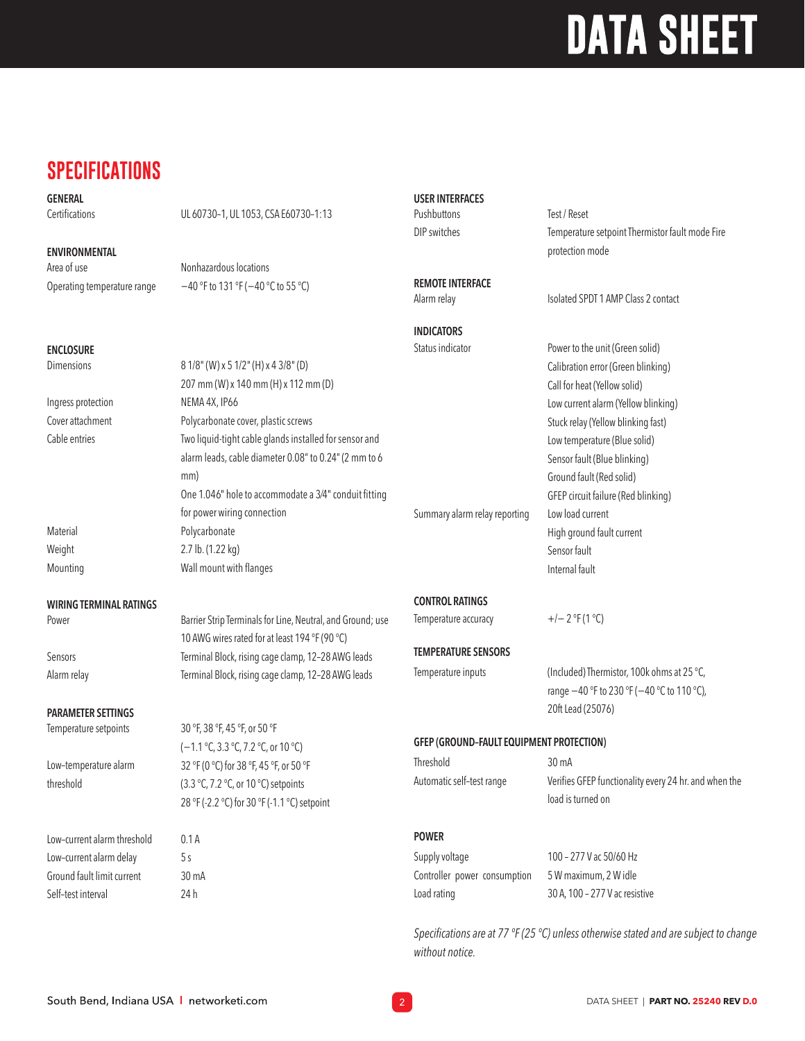## SPECIFICATIONS

### GENERAL

| | |
|---|---|
| Certifications | UL 60730-1, UL 1053, CSA E60730-1:13 |

### ENVIRONMENTAL

| | |
|---|---|
| Area of use | Nonhazardous locations |
| Operating temperature range | −40 °F to 131 °F (−40 °C to 55 °C) |

### ENCLOSURE

| | |
|---|---|
| Dimensions | 8 1/8" (W) x 5 1/2" (H) x 4 3/8" (D)<br>207 mm (W) x 140 mm (H) x 112 mm (D) |
| Ingress protection | NEMA 4X, IP66 |
| Cover attachment | Polycarbonate cover, plastic screws |
| Cable entries | Two liquid-tight cable glands installed for sensor and alarm leads, cable diameter 0.08" to 0.24" (2 mm to 6 mm)<br>One 1.046" hole to accommodate a 3⁄4" conduit fitting for power wiring connection |
| Material | Polycarbonate |
| Weight | 2.7 lb. (1.22 kg) |
| Mounting | Wall mount with flanges |

### WIRING TERMINAL RATINGS

| | |
|---|---|
| Power | Barrier Strip Terminals for Line, Neutral, and Ground; use 10 AWG wires rated for at least 194 °F (90 °C) |
| Sensors | Terminal Block, rising cage clamp, 12–28 AWG leads |
| Alarm relay | Terminal Block, rising cage clamp, 12–28 AWG leads |

### PARAMETER SETTINGS

| | |
|---|---|
| Temperature setpoints | 30 °F, 38 °F, 45 °F, or 50 °F<br>(−1.1 °C, 3.3 °C, 7.2 °C, or 10 °C) |
| Low-temperature alarm threshold | 32 °F (0 °C) for 38 °F, 45 °F, or 50 °F (3.3 °C, 7.2 °C, or 10 °C) setpoints<br>28 °F (-2.2 °C) for 30 °F (-1.1 °C) setpoint |
| Low-current alarm threshold | 0.1 A |
| Low-current alarm delay | 5 s |
| Ground fault limit current | 30 mA |
| Self-test interval | 24 h |

### USER INTERFACES

| | |
|---|---|
| Pushbuttons | Test / Reset |
| DIP switches | Temperature setpoint Thermistor fault mode Fire protection mode |

### REMOTE INTERFACE

| | |
|---|---|
| Alarm relay | Isolated SPDT 1 AMP Class 2 contact |

### INDICATORS

| | |
|---|---|
| Status indicator | Power to the unit (Green solid)<br>Calibration error (Green blinking)<br>Call for heat (Yellow solid)<br>Low current alarm (Yellow blinking)<br>Stuck relay (Yellow blinking fast)<br>Low temperature (Blue solid)<br>Sensor fault (Blue blinking)<br>Ground fault (Red solid)<br>GFEP circuit failure (Red blinking) |
| Summary alarm relay reporting | Low load current<br>High ground fault current<br>Sensor fault<br>Internal fault |

### CONTROL RATINGS

| | |
|---|---|
| Temperature accuracy | +/– 2 °F (1 °C) |

### TEMPERATURE SENSORS

| | |
|---|---|
| Temperature inputs | (Included) Thermistor, 100k ohms at 25 °C, range −40 °F to 230 °F (−40 °C to 110 °C), 20ft Lead (25076) |

### GFEP (GROUND-FAULT EQUIPMENT PROTECTION)

| | |
|---|---|
| Threshold | 30 mA |
| Automatic self-test range | Verifies GFEP functionality every 24 hr. and when the load is turned on |

### POWER

| | |
|---|---|
| Supply voltage | 100 – 277 V ac 50/60 Hz |
| Controller power consumption | 5 W maximum, 2 W idle |
| Load rating | 30 A, 100 – 277 V ac resistive |

*Specifications are at 77 °F (25 °C) unless otherwise stated and are subject to change without notice.*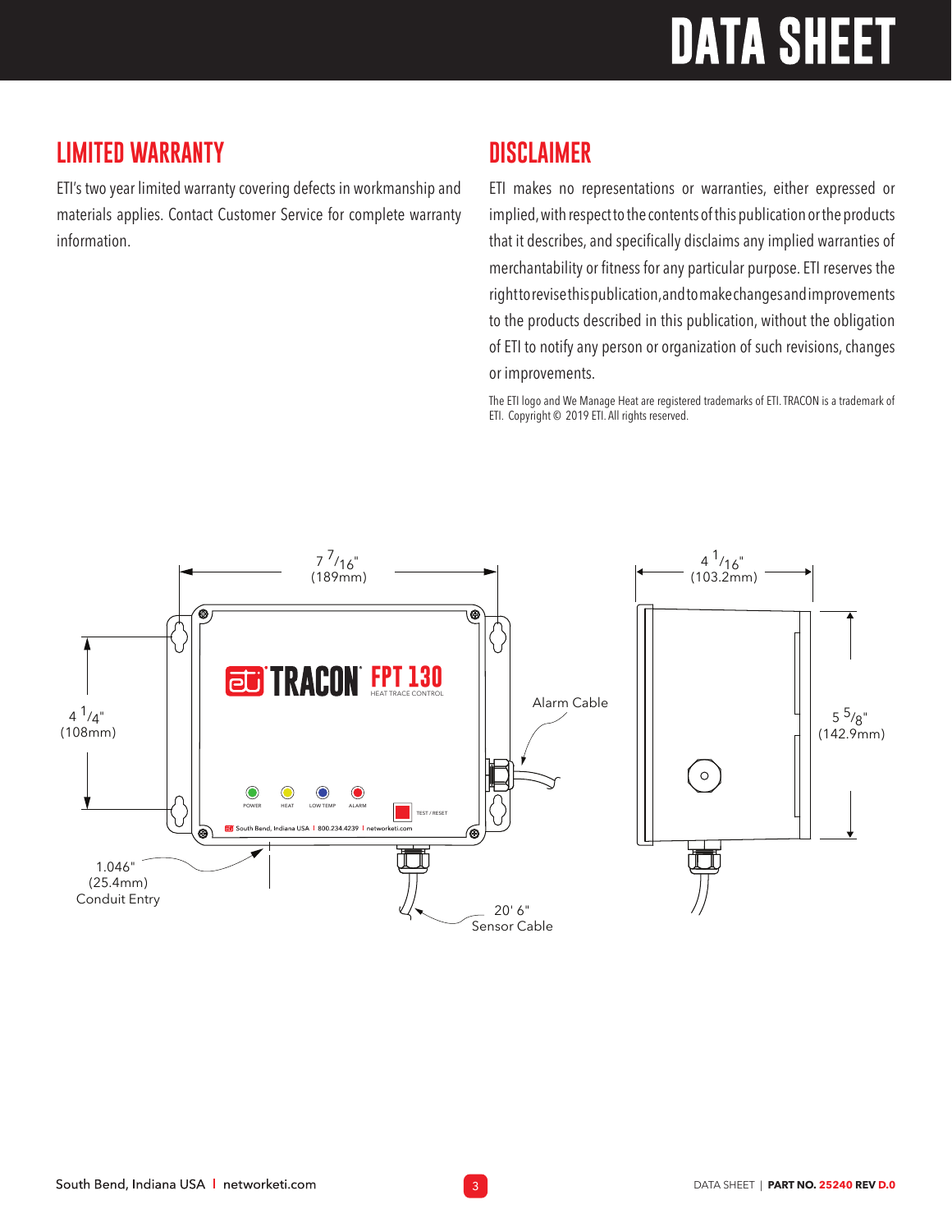## LIMITED WARRANTY

ETI's two year limited warranty covering defects in workmanship and materials applies. Contact Customer Service for complete warranty information.

## DISCLAIMER

ETI makes no representations or warranties, either expressed or implied, with respect to the contents of this publication or the products that it describes, and specifically disclaims any implied warranties of merchantability or fitness for any particular purpose. ETI reserves the right to revise this publication, and to make changes and improvements to the products described in this publication, without the obligation of ETI to notify any person or organization of such revisions, changes or improvements.

The ETI logo and We Manage Heat are registered trademarks of ETI. TRACON is a trademark of ETI. Copyright © 2019 ETI. All rights reserved.

7 7/16" (189mm)

4 1/16" (103.2mm)

4 1/4" (108mm)

5 5/8" (142.9mm)

TRACON FPT 130 HEAT TRACE CONTROL

POWER HEAT LOW TEMP ALARM

TEST / RESET

South Bend, Indiana USA | 800.234.4239 | networketi.com

Alarm Cable

1.046" (25.4mm) Conduit Entry

20' 6" Sensor Cable